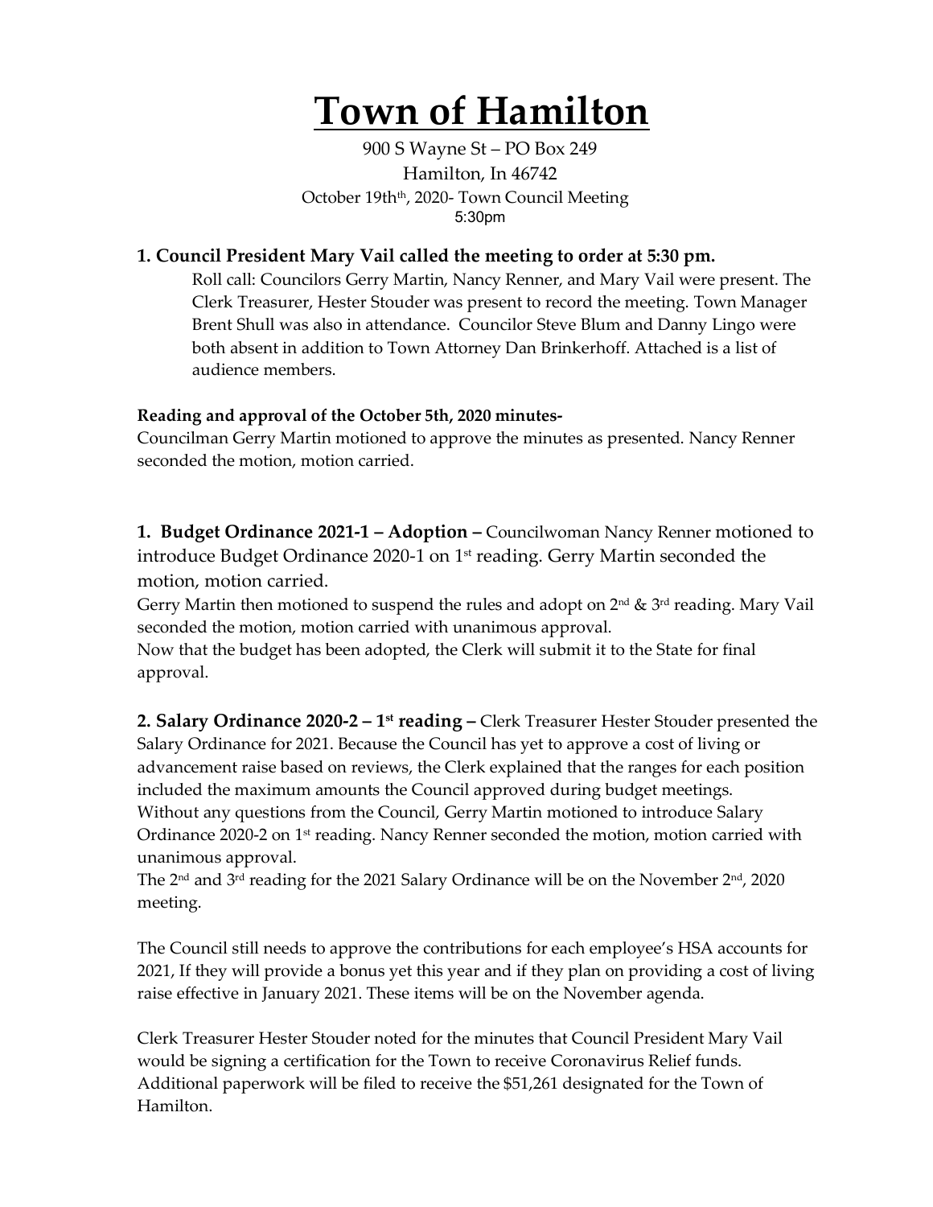# Town of Hamilton

900 S Wayne St – PO Box 249
Hamilton, In 46742
October 19th[th], 2020- Town Council Meeting
5:30pm

### 1. Council President Mary Vail called the meeting to order at 5:30 pm.

Roll call: Councilors Gerry Martin, Nancy Renner, and Mary Vail were present. The Clerk Treasurer, Hester Stouder was present to record the meeting. Town Manager Brent Shull was also in attendance. Councilor Steve Blum and Danny Lingo were both absent in addition to Town Attorney Dan Brinkerhoff. Attached is a list of audience members.

**Reading and approval of the October 5th, 2020 minutes-**

Councilman Gerry Martin motioned to approve the minutes as presented. Nancy Renner seconded the motion, motion carried.

**1. Budget Ordinance 2021-1 – Adoption –** Councilwoman Nancy Renner motioned to introduce Budget Ordinance 2020-1 on 1st reading. Gerry Martin seconded the motion, motion carried.

Gerry Martin then motioned to suspend the rules and adopt on 2nd & 3rd reading. Mary Vail seconded the motion, motion carried with unanimous approval.

Now that the budget has been adopted, the Clerk will submit it to the State for final approval.

**2. Salary Ordinance 2020-2 – 1st reading –** Clerk Treasurer Hester Stouder presented the Salary Ordinance for 2021. Because the Council has yet to approve a cost of living or advancement raise based on reviews, the Clerk explained that the ranges for each position included the maximum amounts the Council approved during budget meetings.

Without any questions from the Council, Gerry Martin motioned to introduce Salary Ordinance 2020-2 on 1st reading. Nancy Renner seconded the motion, motion carried with unanimous approval.

The 2nd and 3rd reading for the 2021 Salary Ordinance will be on the November 2nd, 2020 meeting.

The Council still needs to approve the contributions for each employee's HSA accounts for 2021, If they will provide a bonus yet this year and if they plan on providing a cost of living raise effective in January 2021. These items will be on the November agenda.

Clerk Treasurer Hester Stouder noted for the minutes that Council President Mary Vail would be signing a certification for the Town to receive Coronavirus Relief funds. Additional paperwork will be filed to receive the $51,261 designated for the Town of Hamilton.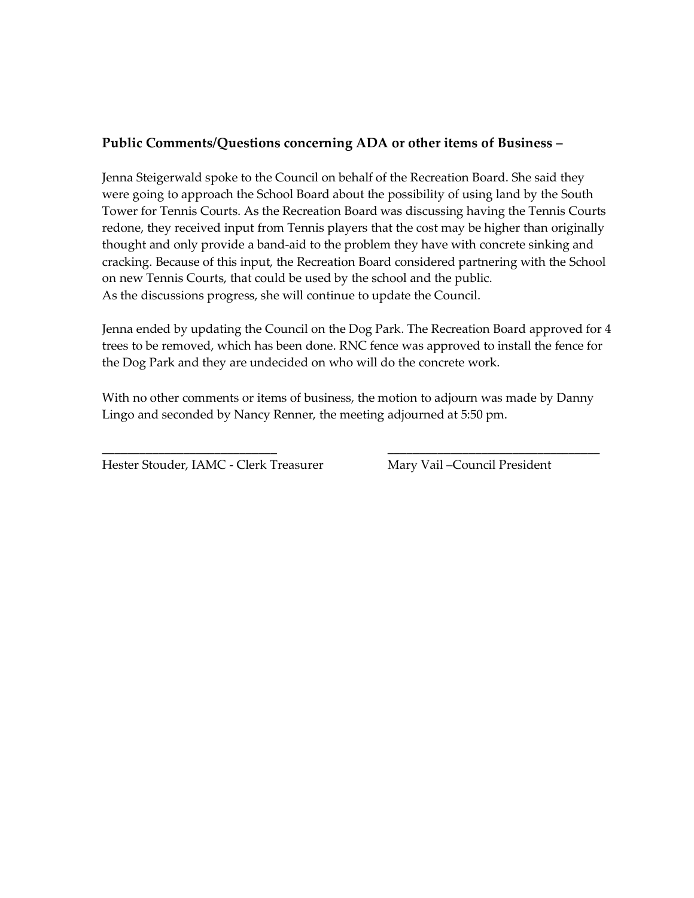**Public Comments/Questions concerning ADA or other items of Business –**

Jenna Steigerwald spoke to the Council on behalf of the Recreation Board. She said they were going to approach the School Board about the possibility of using land by the South Tower for Tennis Courts. As the Recreation Board was discussing having the Tennis Courts redone, they received input from Tennis players that the cost may be higher than originally thought and only provide a band-aid to the problem they have with concrete sinking and cracking. Because of this input, the Recreation Board considered partnering with the School on new Tennis Courts, that could be used by the school and the public.
As the discussions progress, she will continue to update the Council.

Jenna ended by updating the Council on the Dog Park. The Recreation Board approved for 4 trees to be removed, which has been done. RNC fence was approved to install the fence for the Dog Park and they are undecided on who will do the concrete work.

With no other comments or items of business, the motion to adjourn was made by Danny Lingo and seconded by Nancy Renner, the meeting adjourned at 5:50 pm.

\_\_\_\_\_\_\_\_\_\_\_\_\_\_\_\_\_\_\_\_\_\_\_\_\_\_\_\_ \_\_\_\_\_\_\_\_\_\_\_\_\_\_\_\_\_\_\_\_\_\_\_\_\_\_\_\_\_\_\_\_\_\_\_

Hester Stouder, IAMC - Clerk Treasurer Mary Vail –Council President